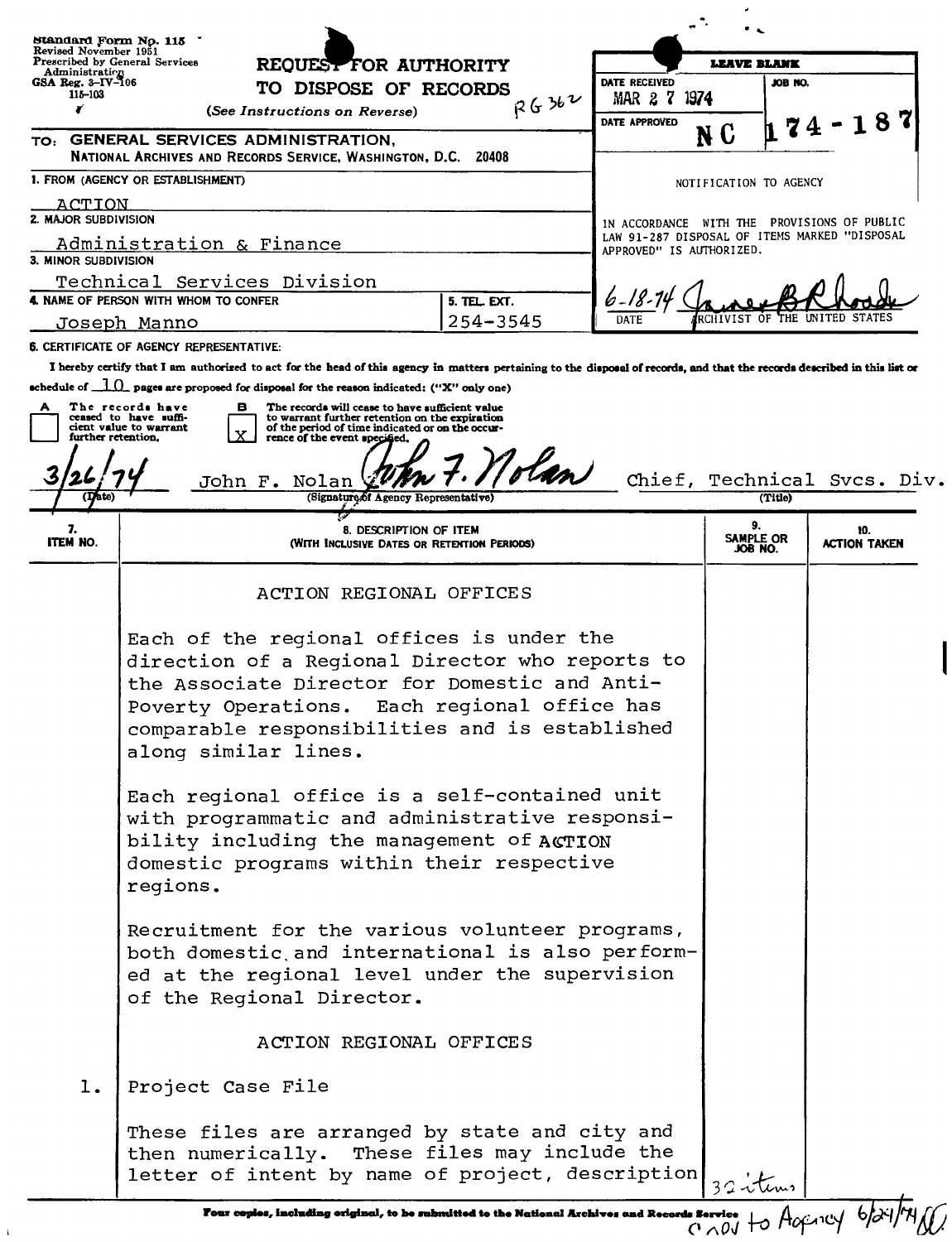Standard Form No. 115
Revised November 1951
Prescribed by General Services Administration
GSA Reg. 3-IV-106
115-103

# REQUEST FOR AUTHORITY TO DISPOSE OF RECORDS

(See Instructions on Reverse)

RG 362

| LEAVE BLANK | |
|---|---|
| DATE RECEIVED MAR 27 1974 | JOB NO. |
| DATE APPROVED | NC 174-187 |

TO: GENERAL SERVICES ADMINISTRATION,
NATIONAL ARCHIVES AND RECORDS SERVICE, WASHINGTON, D.C. 20408

1. FROM (AGENCY OR ESTABLISHMENT)
ACTION

2. MAJOR SUBDIVISION
Administration & Finance

3. MINOR SUBDIVISION
Technical Services Division

4. NAME OF PERSON WITH WHOM TO CONFER
Joseph Manno

5. TEL. EXT.
254-3545

NOTIFICATION TO AGENCY

IN ACCORDANCE WITH THE PROVISIONS OF PUBLIC LAW 91-287 DISPOSAL OF ITEMS MARKED "DISPOSAL APPROVED" IS AUTHORIZED.

6-18-74 James B Rhoads
DATE ARCHIVIST OF THE UNITED STATES

6. CERTIFICATE OF AGENCY REPRESENTATIVE:

I hereby certify that I am authorized to act for the head of this agency in matters pertaining to the disposal of records, and that the records described in this list or schedule of 10 pages are proposed for disposal for the reason indicated: ("X" only one)

A [ ] The records have ceased to have sufficient value to warrant further retention.

B [X] The records will cease to have sufficient value to warrant further retention on the expiration of the period of time indicated or on the occurrence of the event specified.

3/26/74 John F. Nolan *John F. Nolan* Chief, Technical Svcs. Div.
(Date) (Signature of Agency Representative) (Title)

| 7. ITEM NO. | 8. DESCRIPTION OF ITEM (WITH INCLUSIVE DATES OR RETENTION PERIODS) | 9. SAMPLE OR JOB NO. | 10. ACTION TAKEN |
|---|---|---|---|
| | ACTION REGIONAL OFFICES | | |
| | Each of the regional offices is under the direction of a Regional Director who reports to the Associate Director for Domestic and Anti-Poverty Operations. Each regional office has comparable responsibilities and is established along similar lines. | | |
| | Each regional office is a self-contained unit with programmatic and administrative responsibility including the management of ACTION domestic programs within their respective regions. | | |
| | Recruitment for the various volunteer programs, both domestic and international is also performed at the regional level under the supervision of the Regional Director. | | |
| | ACTION REGIONAL OFFICES | | |
| 1. | Project Case File | | |
| | These files are arranged by state and city and then numerically. These files may include the letter of intent by name of project, description | 32 items | |

Four copies, including original, to be submitted to the National Archives and Records Service

copy to Agency 6/24/74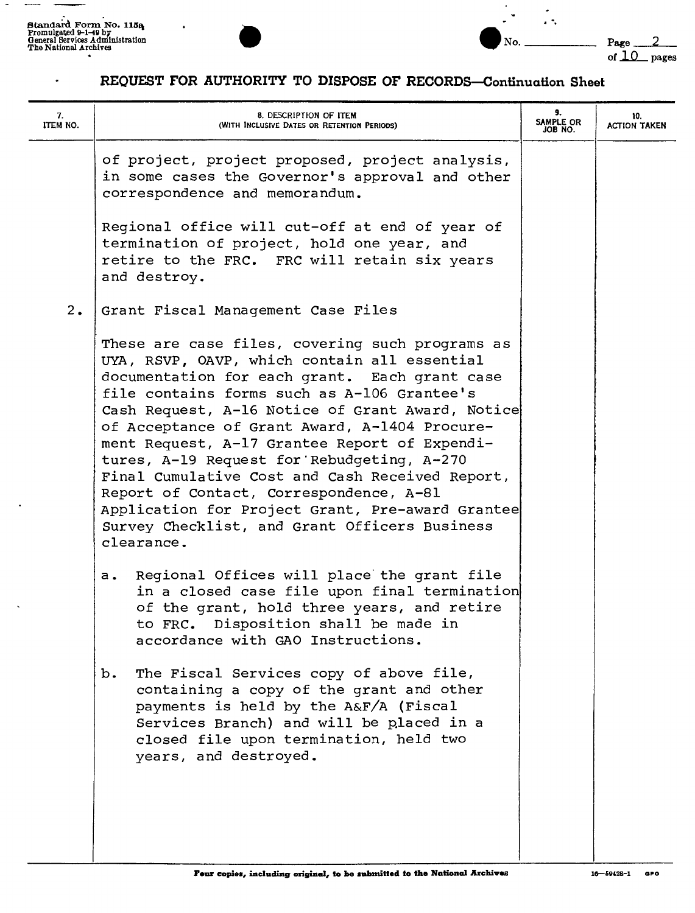Standard Form No. 115a
Promulgated 9-1-49 by
General Services Administration
The National Archives

No. ______

# REQUEST FOR AUTHORITY TO DISPOSE OF RECORDS—Continuation Sheet

| 7. ITEM NO. | 8. DESCRIPTION OF ITEM (WITH INCLUSIVE DATES OR RETENTION PERIODS) | 9. SAMPLE OR JOB NO. | 10. ACTION TAKEN |
|---|---|---|---|
| | of project, project proposed, project analysis, in some cases the Governor's approval and other correspondence and memorandum. | | |
| | Regional office will cut-off at end of year of termination of project, hold one year, and retire to the FRC. FRC will retain six years and destroy. | | |
| 2. | Grant Fiscal Management Case Files | | |
| | These are case files, covering such programs as UYA, RSVP, OAVP, which contain all essential documentation for each grant. Each grant case file contains forms such as A-106 Grantee's Cash Request, A-16 Notice of Grant Award, Notice of Acceptance of Grant Award, A-1404 Procurement Request, A-17 Grantee Report of Expenditures, A-19 Request for Rebudgeting, A-270 Final Cumulative Cost and Cash Received Report, Report of Contact, Correspondence, A-81 Application for Project Grant, Pre-award Grantee Survey Checklist, and Grant Officers Business clearance. | | |
| | a. Regional Offices will place the grant file in a closed case file upon final termination of the grant, hold three years, and retire to FRC. Disposition shall be made in accordance with GAO Instructions. | | |
| | b. The Fiscal Services copy of above file, containing a copy of the grant and other payments is held by the A&F/A (Fiscal Services Branch) and will be placed in a closed file upon termination, held two years, and destroyed. | | |

Four copies, including original, to be submitted to the National Archives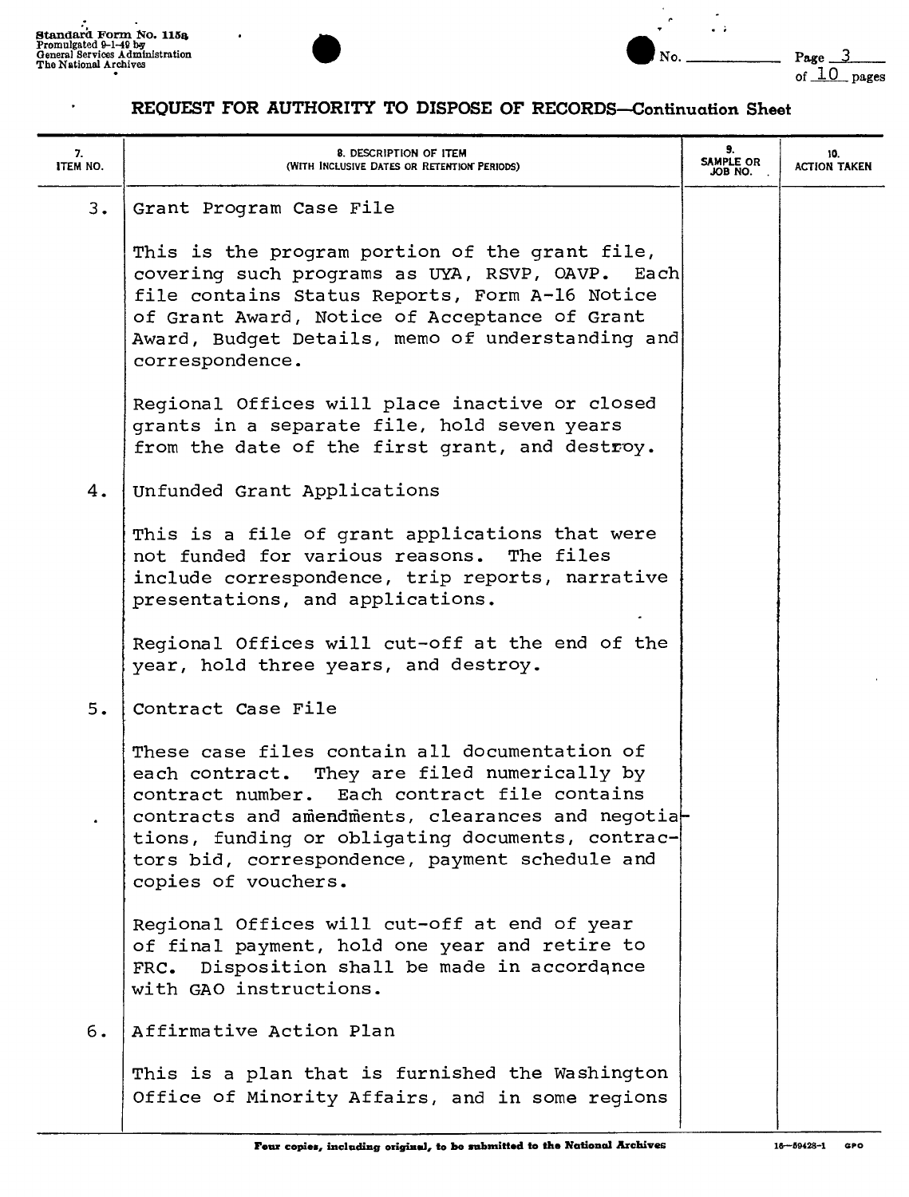Standard Form No. 115a
Promulgated 9-1-49 by
General Services Administration
The National Archives

No. \_\_\_\_\_\_\_\_

# REQUEST FOR AUTHORITY TO DISPOSE OF RECORDS—Continuation Sheet

| 7. ITEM NO. | 8. DESCRIPTION OF ITEM (WITH INCLUSIVE DATES OR RETENTION PERIODS) | 9. SAMPLE OR JOB NO. | 10. ACTION TAKEN |
|---|---|---|---|
| 3. | Grant Program Case File<br><br>This is the program portion of the grant file, covering such programs as UYA, RSVP, OAVP. Each file contains Status Reports, Form A-16 Notice of Grant Award, Notice of Acceptance of Grant Award, Budget Details, memo of understanding and correspondence.<br><br>Regional Offices will place inactive or closed grants in a separate file, hold seven years from the date of the first grant, and destroy. | | |
| 4. | Unfunded Grant Applications<br><br>This is a file of grant applications that were not funded for various reasons. The files include correspondence, trip reports, narrative presentations, and applications.<br><br>Regional Offices will cut-off at the end of the year, hold three years, and destroy. | | |
| 5. | Contract Case File<br><br>These case files contain all documentation of each contract. They are filed numerically by contract number. Each contract file contains contracts and amendments, clearances and negotiations, funding or obligating documents, contractors bid, correspondence, payment schedule and copies of vouchers.<br><br>Regional Offices will cut-off at end of year of final payment, hold one year and retire to FRC. Disposition shall be made in accordance with GAO instructions. | | |
| 6. | Affirmative Action Plan<br><br>This is a plan that is furnished the Washington Office of Minority Affairs, and in some regions | | |

Four copies, including original, to be submitted to the National Archives

16—59428-1 GPO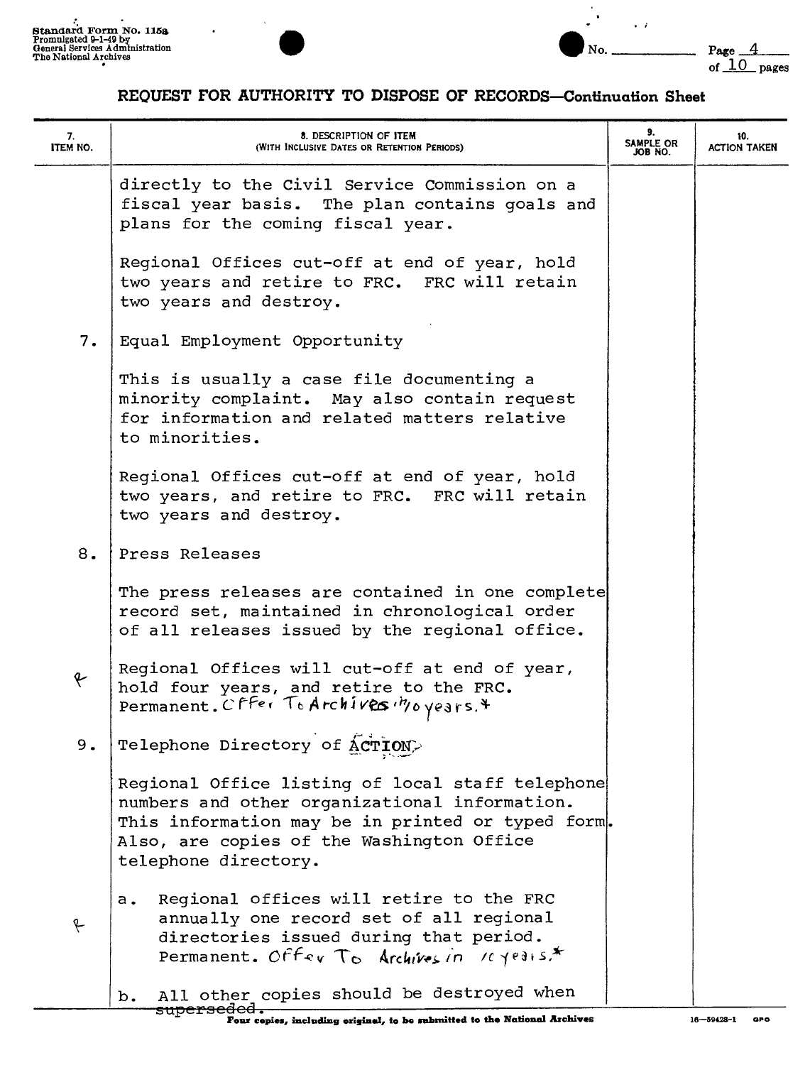Standard Form No. 115a
Promulgated 9-1-49 by
General Services Administration
The National Archives

No. ________ Page 4 of 10 pages

## REQUEST FOR AUTHORITY TO DISPOSE OF RECORDS—Continuation Sheet

| 7. ITEM NO. | 8. DESCRIPTION OF ITEM (WITH INCLUSIVE DATES OR RETENTION PERIODS) | 9. SAMPLE OR JOB NO. | 10. ACTION TAKEN |
|---|---|---|---|
| | directly to the Civil Service Commission on a fiscal year basis. The plan contains goals and plans for the coming fiscal year. | | |
| | Regional Offices cut-off at end of year, hold two years and retire to FRC. FRC will retain two years and destroy. | | |
| 7. | Equal Employment Opportunity | | |
| | This is usually a case file documenting a minority complaint. May also contain request for information and related matters relative to minorities. | | |
| | Regional Offices cut-off at end of year, hold two years, and retire to FRC. FRC will retain two years and destroy. | | |
| 8. | Press Releases | | |
| | The press releases are contained in one complete record set, maintained in chronological order of all releases issued by the regional office. | | |
| P | Regional Offices will cut-off at end of year, hold four years, and retire to the FRC. Permanent. Offer To Archives in 10 years.* | | |
| 9. | Telephone Directory of ACTION | | |
| | Regional Office listing of local staff telephone numbers and other organizational information. This information may be in printed or typed form. Also, are copies of the Washington Office telephone directory. | | |
| P | a. Regional offices will retire to the FRC annually one record set of all regional directories issued during that period. Permanent. Offer To Archives in 10 years.* | | |
| | b. All other copies should be destroyed when superseded. | | |

Four copies, including original, to be submitted to the National Archives

16—59428-1 GPO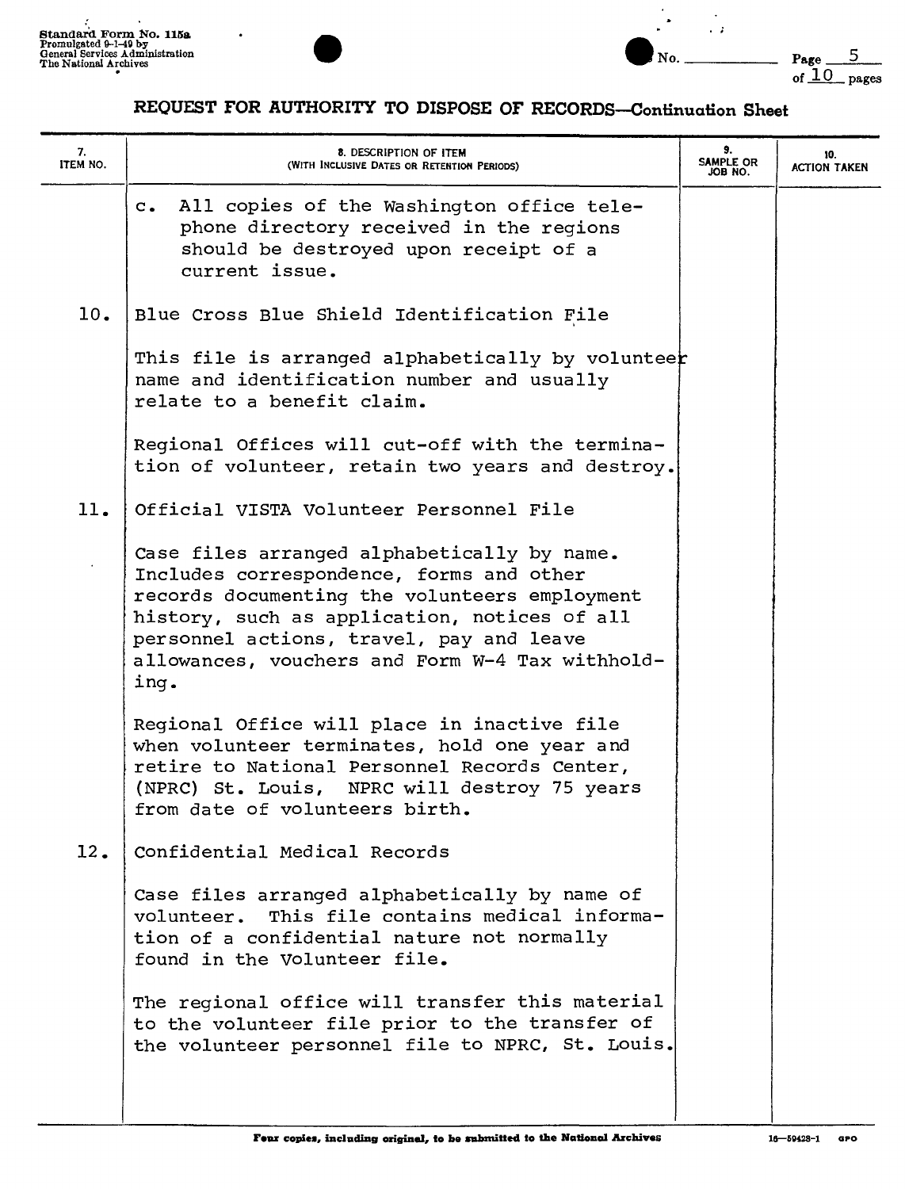## REQUEST FOR AUTHORITY TO DISPOSE OF RECORDS—Continuation Sheet

| 7. ITEM NO. | 8. DESCRIPTION OF ITEM (WITH INCLUSIVE DATES OR RETENTION PERIODS) | 9. SAMPLE OR JOB NO. | 10. ACTION TAKEN |
|---|---|---|---|
| | c. All copies of the Washington office telephone directory received in the regions should be destroyed upon receipt of a current issue. | | |
| 10. | Blue Cross Blue Shield Identification File<br><br>This file is arranged alphabetically by volunteer name and identification number and usually relate to a benefit claim.<br><br>Regional Offices will cut-off with the termination of volunteer, retain two years and destroy. | | |
| 11. | Official VISTA Volunteer Personnel File<br><br>Case files arranged alphabetically by name. Includes correspondence, forms and other records documenting the volunteers employment history, such as application, notices of all personnel actions, travel, pay and leave allowances, vouchers and Form W-4 Tax withholding.<br><br>Regional Office will place in inactive file when volunteer terminates, hold one year and retire to National Personnel Records Center, (NPRC) St. Louis, NPRC will destroy 75 years from date of volunteers birth. | | |
| 12. | Confidential Medical Records<br><br>Case files arranged alphabetically by name of volunteer. This file contains medical information of a confidential nature not normally found in the Volunteer file.<br><br>The regional office will transfer this material to the volunteer file prior to the transfer of the volunteer personnel file to NPRC, St. Louis. | | |

Four copies, including original, to be submitted to the National Archives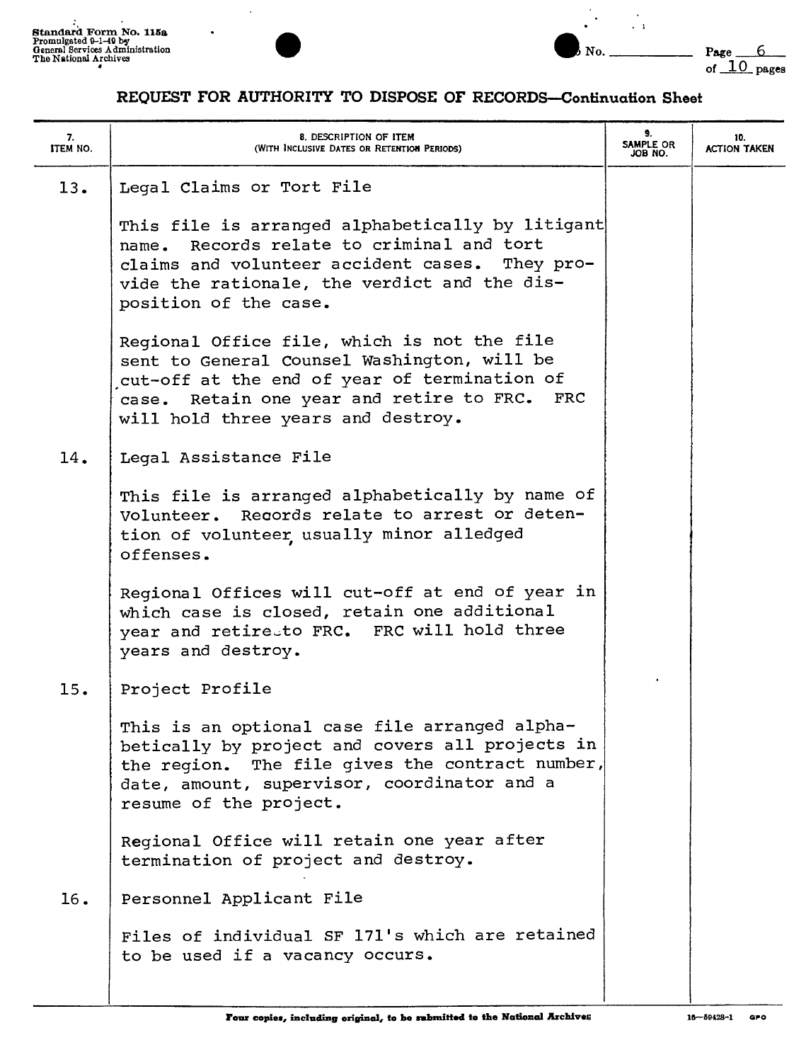Standard Form No. 115a
Promulgated 9-1-49 by
General Services Administration
The National Archives

No. \_\_\_\_\_\_\_\_

## REQUEST FOR AUTHORITY TO DISPOSE OF RECORDS—Continuation Sheet

| 7. ITEM NO. | 8. DESCRIPTION OF ITEM (WITH INCLUSIVE DATES OR RETENTION PERIODS) | 9. SAMPLE OR JOB NO. | 10. ACTION TAKEN |
|---|---|---|---|
| 13. | Legal Claims or Tort File<br><br>This file is arranged alphabetically by litigant name. Records relate to criminal and tort claims and volunteer accident cases. They provide the rationale, the verdict and the disposition of the case.<br><br>Regional Office file, which is not the file sent to General Counsel Washington, will be cut-off at the end of year of termination of case. Retain one year and retire to FRC. FRC will hold three years and destroy. | | |
| 14. | Legal Assistance File<br><br>This file is arranged alphabetically by name of Volunteer. Records relate to arrest or detention of volunteer, usually minor alledged offenses.<br><br>Regional Offices will cut-off at end of year in which case is closed, retain one additional year and retire to FRC. FRC will hold three years and destroy. | | |
| 15. | Project Profile<br><br>This is an optional case file arranged alphabetically by project and covers all projects in the region. The file gives the contract number, date, amount, supervisor, coordinator and a resume of the project.<br><br>Regional Office will retain one year after termination of project and destroy. | | |
| 16. | Personnel Applicant File<br><br>Files of individual SF 171's which are retained to be used if a vacancy occurs. | | |

Four copies, including original, to be submitted to the National Archives

16—59428-1 GPO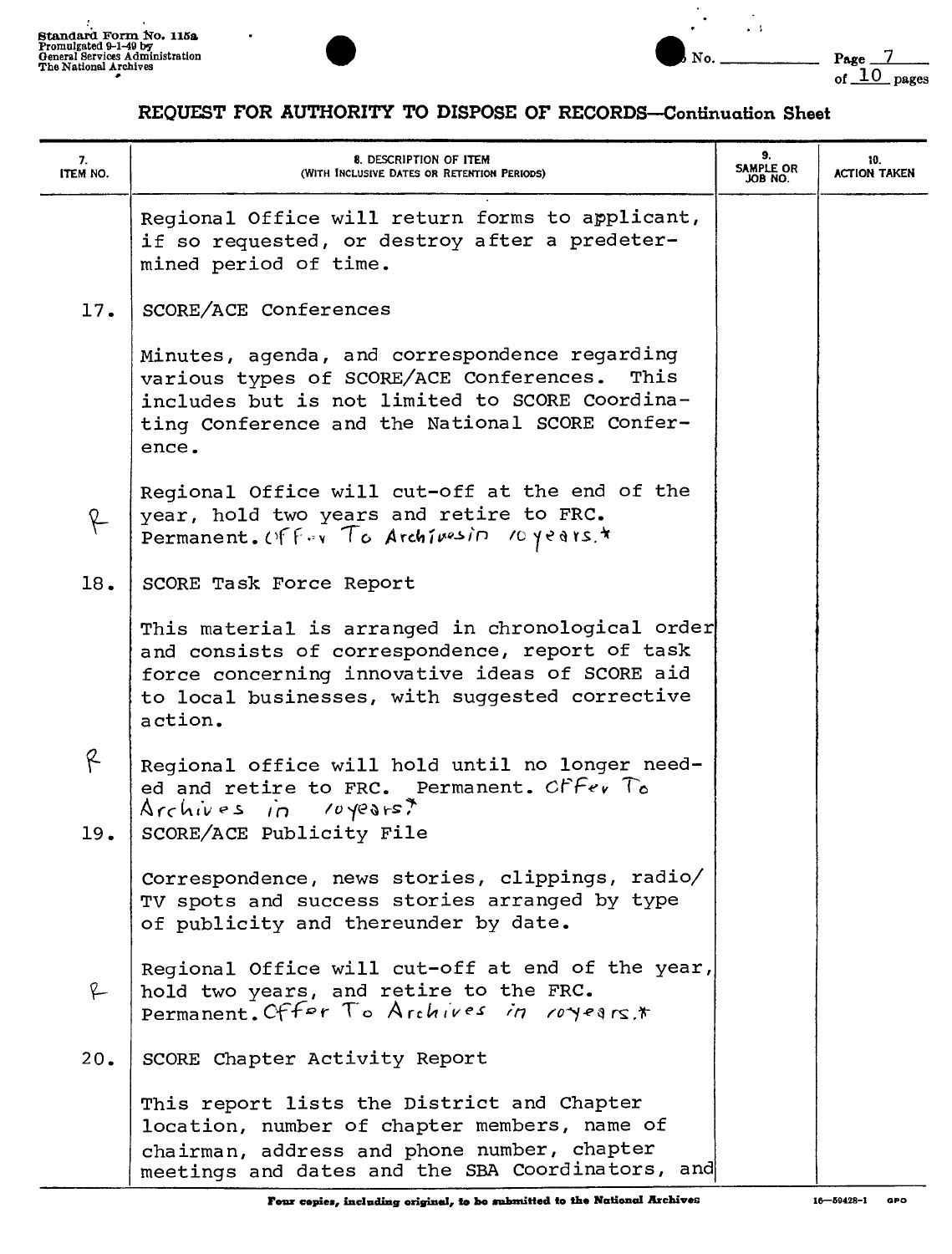Standard Form No. 115a
Promulgated 9-1-49 by
General Services Administration
The National Archives

No. ________ Page 7 of 10 pages

## REQUEST FOR AUTHORITY TO DISPOSE OF RECORDS—Continuation Sheet

| 7. ITEM NO. | 8. DESCRIPTION OF ITEM (WITH INCLUSIVE DATES OR RETENTION PERIODS) | 9. SAMPLE OR JOB NO. | 10. ACTION TAKEN |
|---|---|---|---|
| | Regional Office will return forms to applicant, if so requested, or destroy after a predetermined period of time. | | |
| 17. | SCORE/ACE Conferences | | |
| | Minutes, agenda, and correspondence regarding various types of SCORE/ACE Conferences. This includes but is not limited to SCORE Coordinating Conference and the National SCORE Conference. | | |
| R | Regional Office will cut-off at the end of the year, hold two years and retire to FRC. Permanent. Offer To Archives in 10 years.* | | |
| 18. | SCORE Task Force Report | | |
| | This material is arranged in chronological order and consists of correspondence, report of task force concerning innovative ideas of SCORE aid to local businesses, with suggested corrective action. | | |
| R | Regional office will hold until no longer needed and retire to FRC. Permanent. Offer To Archives in 10 years.* | | |
| 19. | SCORE/ACE Publicity File | | |
| | Correspondence, news stories, clippings, radio/TV spots and success stories arranged by type of publicity and thereunder by date. | | |
| R | Regional Office will cut-off at end of the year, hold two years, and retire to the FRC. Permanent. Offer To Archives in 10 years.* | | |
| 20. | SCORE Chapter Activity Report | | |
| | This report lists the District and Chapter location, number of chapter members, name of chairman, address and phone number, chapter meetings and dates and the SBA Coordinators, and | | |

Four copies, including original, to be submitted to the National Archives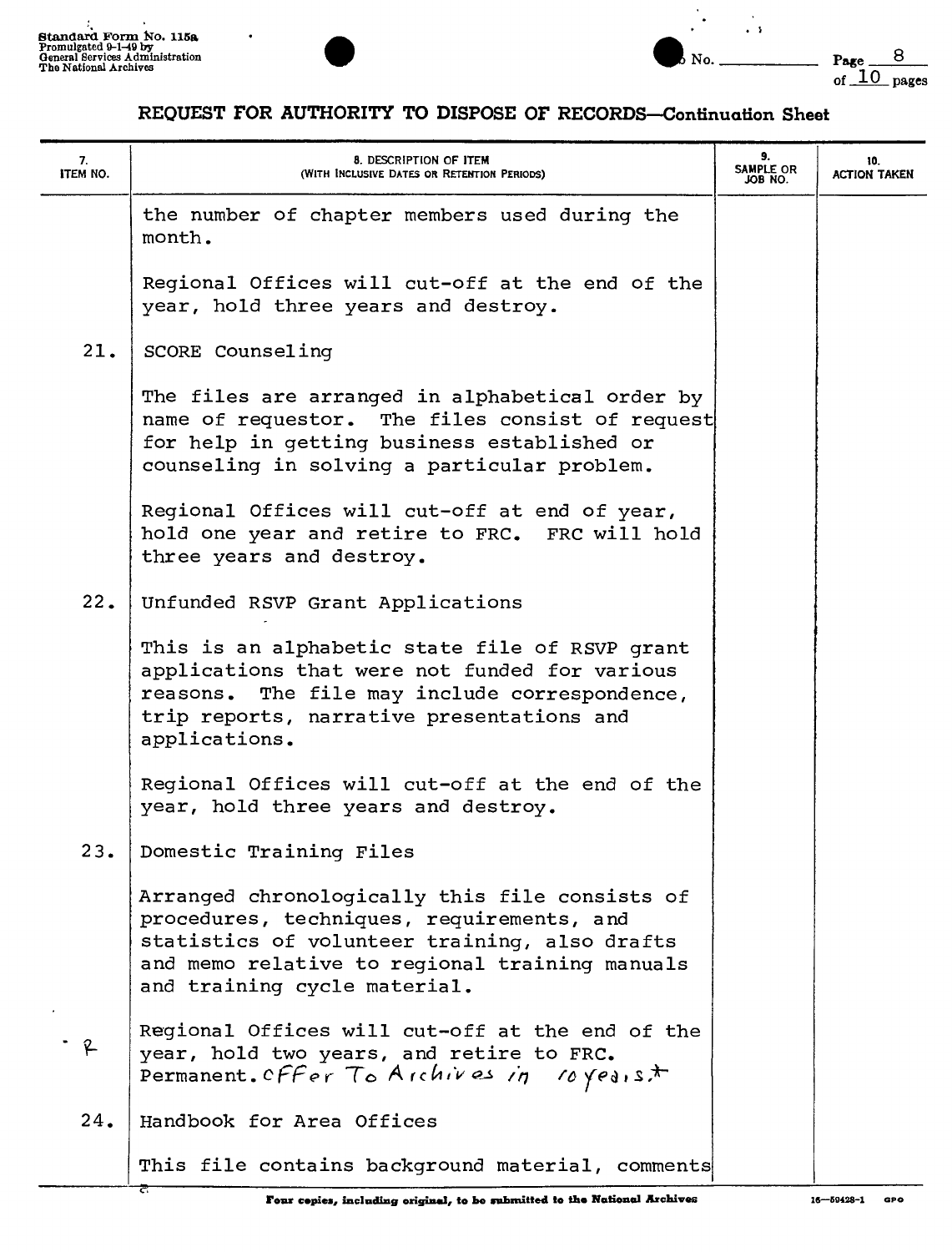## REQUEST FOR AUTHORITY TO DISPOSE OF RECORDS—Continuation Sheet

| 7. ITEM NO. | 8. DESCRIPTION OF ITEM (WITH INCLUSIVE DATES OR RETENTION PERIODS) | 9. SAMPLE OR JOB NO. | 10. ACTION TAKEN |
|---|---|---|---|
| | the number of chapter members used during the month. | | |
| | Regional Offices will cut-off at the end of the year, hold three years and destroy. | | |
| 21. | SCORE Counseling | | |
| | The files are arranged in alphabetical order by name of requestor. The files consist of request for help in getting business established or counseling in solving a particular problem. | | |
| | Regional Offices will cut-off at end of year, hold one year and retire to FRC. FRC will hold three years and destroy. | | |
| 22. | Unfunded RSVP Grant Applications | | |
| | This is an alphabetic state file of RSVP grant applications that were not funded for various reasons. The file may include correspondence, trip reports, narrative presentations and applications. | | |
| | Regional Offices will cut-off at the end of the year, hold three years and destroy. | | |
| 23. | Domestic Training Files | | |
| | Arranged chronologically this file consists of procedures, techniques, requirements, and statistics of volunteer training, also drafts and memo relative to regional training manuals and training cycle material. | | |
| - R | Regional Offices will cut-off at the end of the year, hold two years, and retire to FRC. Permanent. Offer To Archives in 10 years.* | | |
| 24. | Handbook for Area Offices | | |
| | This file contains background material, comments | | |

Four copies, including original, to be submitted to the National Archives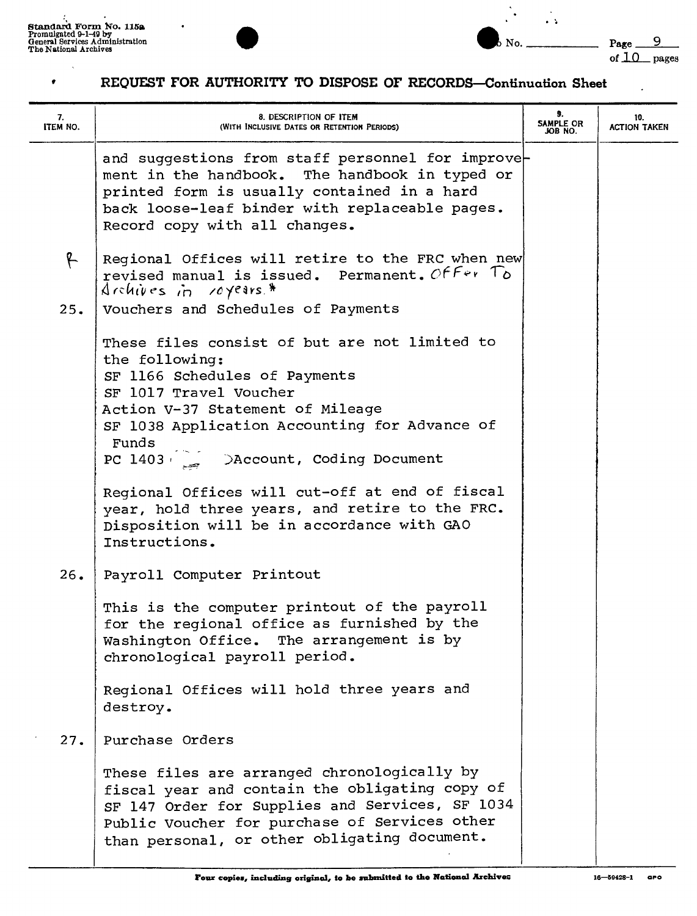## REQUEST FOR AUTHORITY TO DISPOSE OF RECORDS—Continuation Sheet

Standard Form No. 115a
Promulgated 9-1-49 by
General Services Administration
The National Archives

| 7. ITEM NO. | 8. DESCRIPTION OF ITEM (WITH INCLUSIVE DATES OR RETENTION PERIODS) | 9. SAMPLE OR JOB NO. | 10. ACTION TAKEN |
|---|---|---|---|
| | and suggestions from staff personnel for improvement in the handbook. The handbook in typed or printed form is usually contained in a hard back loose-leaf binder with replaceable pages. Record copy with all changes. | | |
| P | Regional Offices will retire to the FRC when new revised manual is issued. Permanent. Offer To Archives in 10 years.* | | |
| 25. | Vouchers and Schedules of Payments<br><br>These files consist of but are not limited to the following:<br>SF 1166 Schedules of Payments<br>SF 1017 Travel Voucher<br>Action V-37 Statement of Mileage<br>SF 1038 Application Accounting for Advance of Funds<br>PC 1403 Account, Coding Document<br><br>Regional Offices will cut-off at end of fiscal year, hold three years, and retire to the FRC. Disposition will be in accordance with GAO Instructions. | | |
| 26. | Payroll Computer Printout<br><br>This is the computer printout of the payroll for the regional office as furnished by the Washington Office. The arrangement is by chronological payroll period.<br><br>Regional Offices will hold three years and destroy. | | |
| 27. | Purchase Orders<br><br>These files are arranged chronologically by fiscal year and contain the obligating copy of SF 147 Order for Supplies and Services, SF 1034 Public Voucher for purchase of Services other than personal, or other obligating document. | | |

Four copies, including original, to be submitted to the National Archives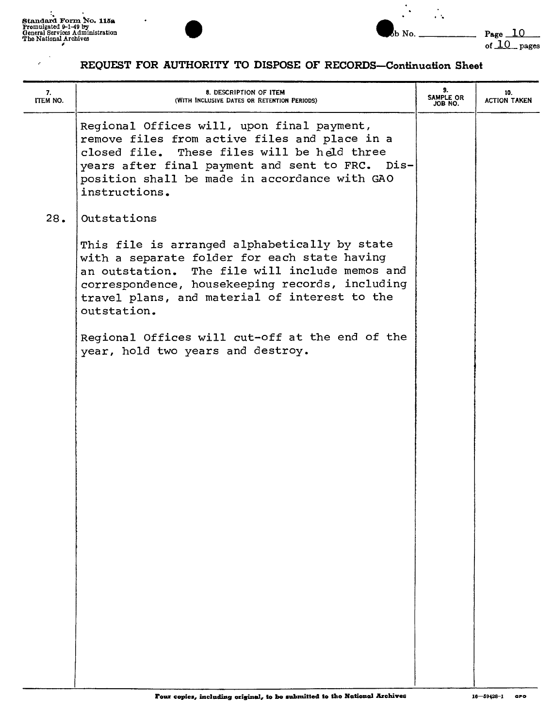Standard Form No. 115a
Promulgated 9-1-49 by
General Services Administration
The National Archives

Job No. ________ Page 10 of 10 pages

# REQUEST FOR AUTHORITY TO DISPOSE OF RECORDS—Continuation Sheet

| 7. ITEM NO. | 8. DESCRIPTION OF ITEM (WITH INCLUSIVE DATES OR RETENTION PERIODS) | 9. SAMPLE OR JOB NO. | 10. ACTION TAKEN |
|---|---|---|---|
| | Regional Offices will, upon final payment, remove files from active files and place in a closed file. These files will be held three years after final payment and sent to FRC. Disposition shall be made in accordance with GAO instructions. | | |
| 28. | Outstations<br><br>This file is arranged alphabetically by state with a separate folder for each state having an outstation. The file will include memos and correspondence, housekeeping records, including travel plans, and material of interest to the outstation.<br><br>Regional Offices will cut-off at the end of the year, hold two years and destroy. | | |

**Four copies, including original, to be submitted to the National Archives**

16—59428-1 GPO